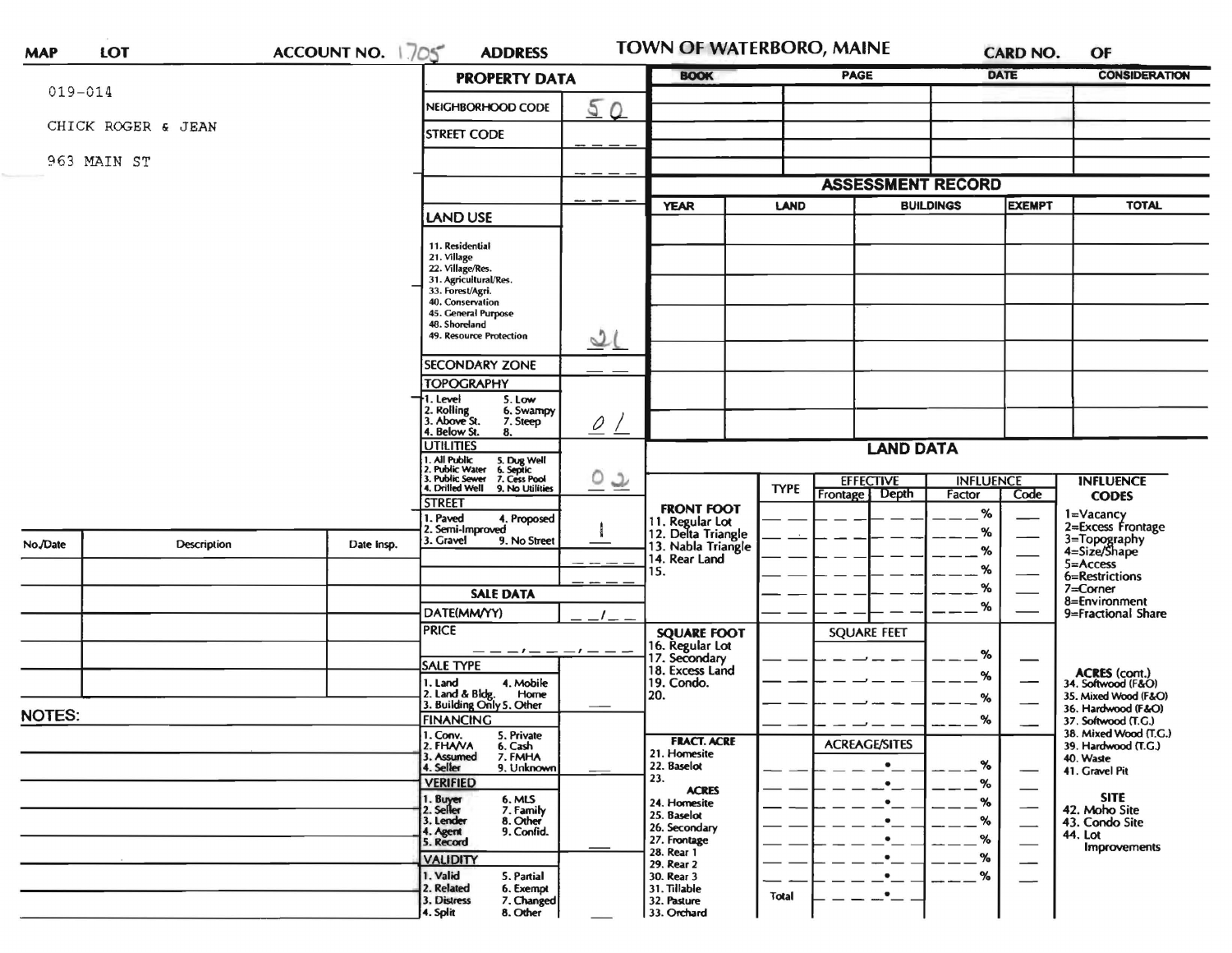MAP LOT ACCOUNT NO. 1705 ADDRESS

# TOWN OF WATERBORO, MAINE

CARD NO. OF

019-014

CHICK ROGER & JEAN

963 MAIN ST

## PROPERTY DATA

| | |
|---|---|
| NEIGHBORHOOD CODE | 50 |
| STREET CODE | |
| LAND USE | 21 |
| SECONDARY ZONE | |
| TOPOGRAPHY | 01 |
| UTILITIES | 02 |
| STREET | 1 |

**LAND USE:** 11. Residential, 21. Village, 22. Village/Res., 31. Agricultural/Res., 33. Forest/Agri., 40. Conservation, 45. General Purpose, 48. Shoreland, 49. Resource Protection

**TOPOGRAPHY:** 1. Level, 2. Rolling, 3. Above St., 4. Below St., 5. Low, 6. Swampy, 7. Steep, 8.

**UTILITIES:** 1. All Public, 2. Public Water, 3. Public Sewer, 4. Drilled Well, 5. Dug Well, 6. Septic, 7. Cess Pool, 9. No Utilities

**STREET:** 1. Paved, 2. Semi-Improved, 3. Gravel, 4. Proposed, 9. No Street

## SALE DATA

DATE(MM/YY) __/__

PRICE

**SALE TYPE:** 1. Land, 2. Land & Bldg., 3. Building Only, 4. Mobile Home, 5. Other

**FINANCING:** 1. Conv., 2. FHA/VA, 3. Assumed, 4. Seller, 5. Private, 6. Cash, 7. FMHA, 9. Unknown

**VERIFIED:** 1. Buyer, 2. Seller, 3. Lender, 4. Agent, 5. Record, 6. MLS, 7. Family, 8. Other, 9. Confid.

**VALIDITY:** 1. Valid, 2. Related, 3. Distress, 4. Split, 5. Partial, 6. Exempt, 7. Changed, 8. Other

| BOOK | PAGE | DATE | CONSIDERATION |
|---|---|---|---|
| | | | |
| | | | |
| | | | |

## ASSESSMENT RECORD

| YEAR | LAND | BUILDINGS | EXEMPT | TOTAL |
|---|---|---|---|---|
| | | | | |
| | | | | |
| | | | | |
| | | | | |
| | | | | |
| | | | | |
| | | | | |

## LAND DATA

| | TYPE | EFFECTIVE Frontage | EFFECTIVE Depth | INFLUENCE Factor | INFLUENCE Code |
|---|---|---|---|---|---|
| **FRONT FOOT** | | | | | |
| 11. Regular Lot | | | | % | |
| 12. Delta Triangle | | | | % | |
| 13. Nabla Triangle | | | | % | |
| 14. Rear Land | | | | % | |
| 15. | | | | % | |
| | | | | % | |
| **SQUARE FOOT** | | SQUARE FEET | | | |
| 16. Regular Lot | | | | % | |
| 17. Secondary | | | | % | |
| 18. Excess Land | | | | % | |
| 19. Condo. | | | | % | |
| 20. | | | | | |
| **FRACT. ACRE** | | ACREAGE/SITES | | | |
| 21. Homesite | | | | % | |
| 22. Baselot | | | | % | |
| 23. | | | | % | |
| **ACRES** | | | | | |
| 24. Homesite | | | | % | |
| 25. Baselot | | | | % | |
| 26. Secondary | | | | % | |
| 27. Frontage | | | | % | |
| 28. Rear 1 | | | | % | |
| 29. Rear 2 | | | | % | |
| 30. Rear 3 | | | | | |
| 31. Tillable | | | | | |
| 32. Pasture | Total | | | | |
| 33. Orchard | | | | | |

**INFLUENCE CODES:** 1=Vacancy, 2=Excess Frontage, 3=Topography, 4=Size/Shape, 5=Access, 6=Restrictions, 7=Corner, 8=Environment, 9=Fractional Share

**ACRES (cont.):** 34. Softwood (F&O), 35. Mixed Wood (F&O), 36. Hardwood (F&O), 37. Softwood (T.G.), 38. Mixed Wood (T.G.), 39. Hardwood (T.G.), 40. Waste, 41. Gravel Pit

**SITE:** 42. Moho Site, 43. Condo Site, 44. Lot Improvements

| No./Date | Description | Date Insp. |
|---|---|---|
| | | |
| | | |
| | | |
| | | |
| | | |

NOTES: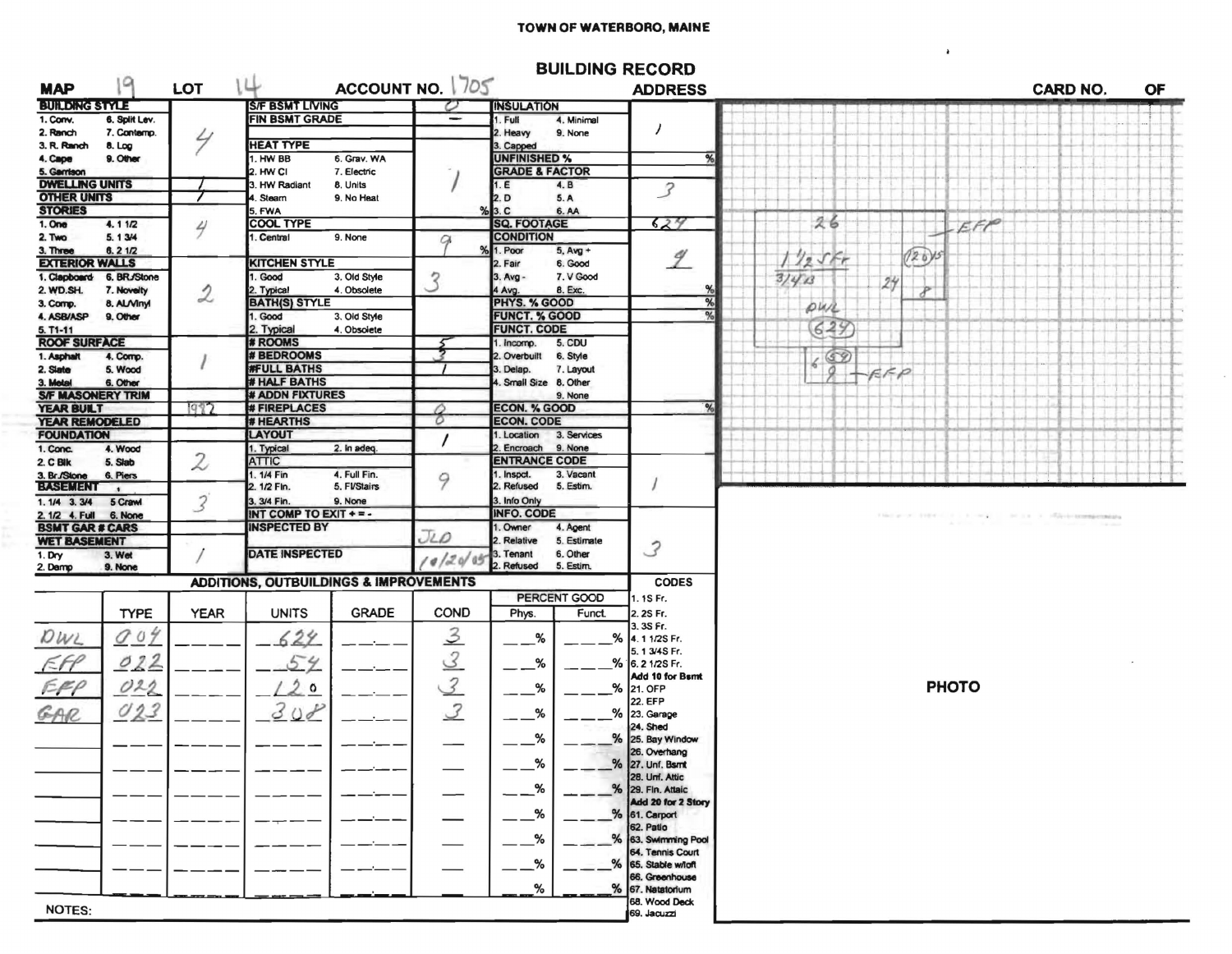TOWN OF WATERBORO, MAINE

# BUILDING RECORD

MAP 19 LOT 14 ACCOUNT NO. 1705 ADDRESS CARD NO. OF

| | | | | | |
|---|---|---|---|---|---|
| **BUILDING STYLE** 1. Conv. 6. Split Lev. 2. Ranch 7. Contemp. 3. R. Ranch 8. Log 4. Cape 9. Other 5. Garrison | 4 | **S/F BSMT LIVING** | 0 | **INSULATION** 1. Full 4. Minimal 2. Heavy 9. None 3. Capped | 1 |
| | | **FIN BSMT GRADE** | — | | |
| **DWELLING UNITS** | 1 | **HEAT TYPE** 1. HW BB 6. Grav. WA 2. HW CI 7. Electric 3. HW Radiant 8. Units 4. Steam 9. No Heat 5. FWA | 1 | **UNFINISHED %** | % |
| **OTHER UNITS** | 1 | | | **GRADE & FACTOR** 1. E 4. B 2. D 5. A 3. C 6. AA | 3 % |
| **STORIES** 1. One 4. 1 1/2 2. Two 5. 1 3/4 3. Three 6. 2 1/2 | 4 | **COOL TYPE** 1. Central 9. None | 9 % | **SQ. FOOTAGE** | 624 |
| | | | | **CONDITION** 1. Poor 5. Avg + 2. Fair 6. Good 3. Avg - 7. V Good 4 Avg. 8. Exc. | 9 |
| **EXTERIOR WALLS** 1. Clapboard 6. BR/Stone 2. WD.SH. 7. Novelty 3. Comp. 8. AL/Vinyl 4. ASB/ASP 9. Other 5. T1-11 | 2 | **KITCHEN STYLE** 1. Good 3. Old Style 2. Typical 4. Obsolete | 3 | | % |
| | | **BATH(S) STYLE** 1. Good 3. Old Style 2. Typical 4. Obsolete | | **PHYS. % GOOD** | % |
| | | | | **FUNCT. % GOOD** | % |
| **ROOF SURFACE** 1. Asphalt 4. Comp. 2. Slate 5. Wood 3. Metal 6. Other | 1 | **# ROOMS** | 5 | **FUNCT. CODE** 1. Incomp. 5. CDU 2. Overbuilt 6. Style 3. Delap. 7. Layout 4. Small Size 8. Other 9. None | |
| | | **# BEDROOMS** | 3 | | |
| | | **#FULL BATHS** | 1 | | |
| | | **# HALF BATHS** | | | |
| **S/F MASONRY TRIM** | | **# ADDN FIXTURES** | | | |
| **YEAR BUILT** | 1982 | **# FIREPLACES** | 0 | **ECON. % GOOD** | % |
| **YEAR REMODELED** | | **# HEARTHS** | 0 | **ECON. CODE** 1. Location 3. Services 2. Encroach 9. None | |
| **FOUNDATION** 1. Conc. 4. Wood 2. C Blk 5. Slab 3. Br./Stone 6. Piers | 2 | **LAYOUT** 1. Typical 2. In adeq. | 1 | | |
| | | **ATTIC** 1. 1/4 Fin 4. Full Fin. 2. 1/2 Fin. 5. Fl/Stairs 3. 3/4 Fin. 9. None | 9 | **ENTRANCE CODE** 1. Inspct. 3. Vacant 2. Refused 5. Estim. 3. Info Only | 1 |
| **BASEMENT** 1. 1/4 3. 3/4 5 Crawl 2. 1/2 4. Full 6. None | 3 | **INT COMP TO EXIT + = -** | | | |
| **BSMT GAR # CARS** | | **INSPECTED BY** | JLD | **INFO. CODE** 1. Owner 4. Agent 2. Relative 5. Estimate 3. Tenant 6. Other 2. Refused 5. Estim. | 3 |
| **WET BASEMENT** 1. Dry 3. Wet 2. Damp 9. None | 1 | **DATE INSPECTED** | 10/20/05 | | |

## ADDITIONS, OUTBUILDINGS & IMPROVEMENTS

| | TYPE | YEAR | UNITS | GRADE | COND | PERCENT GOOD Phys. | Funct. |
|---|---|---|---|---|---|---|---|
| DWL | 004 | | 624 | | 3 | % | % |
| EFP | 022 | | 54 | | 3 | % | % |
| EFP | 022 | | 120 | | 3 | % | % |
| GAR | 023 | | 308 | | 3 | % | % |

**CODES**
1. 1S Fr.
2. 2S Fr.
3. 3S Fr.
4. 1 1/2S Fr.
5. 1 3/4S Fr.
6. 2 1/2S Fr.
Add 10 for Bsmt
21. OFP
22. EFP
23. Garage
24. Shed
25. Bay Window
26. Overhang
27. Unf. Bsmt
28. Unf. Attic
29. Fin. Attaic
Add 20 for 2 Story
61. Carport
62. Patio
63. Swimming Pool
64. Tennis Court
65. Stable w/loft
66. Greenhouse
67. Natatorium
68. Wood Deck
69. Jacuzzi

NOTES:

26
1 1/2 S Fr
3/4 B
24
DWL
(624)
(120) 15
8
EFP
6 (54)
9
EFP

PHOTO